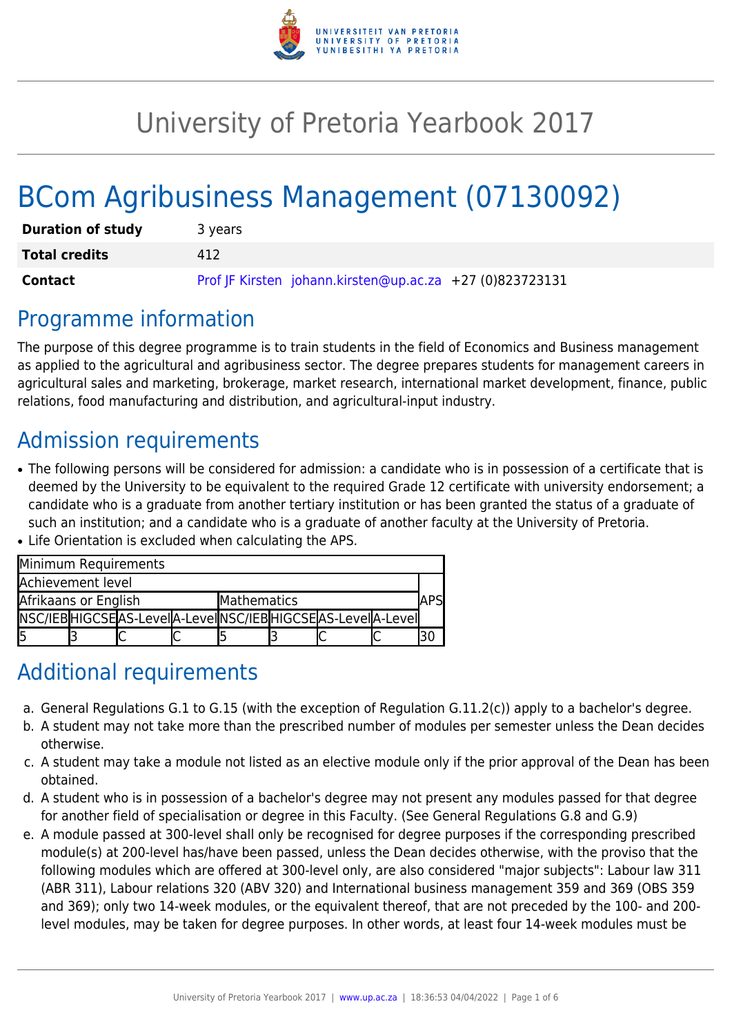# University of Pretoria Yearbook 2017

# BCom Agribusiness Management (07130092)

| | |
|---|---|
| **Duration of study** | 3 years |
| **Total credits** | 412 |
| **Contact** | Prof JF Kirsten johann.kirsten@up.ac.za +27 (0)823723131 |

## Programme information

The purpose of this degree programme is to train students in the field of Economics and Business management as applied to the agricultural and agribusiness sector. The degree prepares students for management careers in agricultural sales and marketing, brokerage, market research, international market development, finance, public relations, food manufacturing and distribution, and agricultural-input industry.

## Admission requirements

- The following persons will be considered for admission: a candidate who is in possession of a certificate that is deemed by the University to be equivalent to the required Grade 12 certificate with university endorsement; a candidate who is a graduate from another tertiary institution or has been granted the status of a graduate of such an institution; and a candidate who is a graduate of another faculty at the University of Pretoria.
- Life Orientation is excluded when calculating the APS.

| Minimum Requirements | | | | | | | | |
|---|---|---|---|---|---|---|---|---|
| Achievement level | | | | | | | | APS |
| Afrikaans or English | | | | Mathematics | | | | |
| NSC/IEB | HIGCSE | AS-Level | A-Level | NSC/IEB | HIGCSE | AS-Level | A-Level | |
| 5 | 3 | C | C | 5 | 3 | C | C | 30 |

## Additional requirements

a. General Regulations G.1 to G.15 (with the exception of Regulation G.11.2(c)) apply to a bachelor's degree.
b. A student may not take more than the prescribed number of modules per semester unless the Dean decides otherwise.
c. A student may take a module not listed as an elective module only if the prior approval of the Dean has been obtained.
d. A student who is in possession of a bachelor's degree may not present any modules passed for that degree for another field of specialisation or degree in this Faculty. (See General Regulations G.8 and G.9)
e. A module passed at 300-level shall only be recognised for degree purposes if the corresponding prescribed module(s) at 200-level has/have been passed, unless the Dean decides otherwise, with the proviso that the following modules which are offered at 300-level only, are also considered "major subjects": Labour law 311 (ABR 311), Labour relations 320 (ABV 320) and International business management 359 and 369 (OBS 359 and 369); only two 14-week modules, or the equivalent thereof, that are not preceded by the 100- and 200-level modules, may be taken for degree purposes. In other words, at least four 14-week modules must be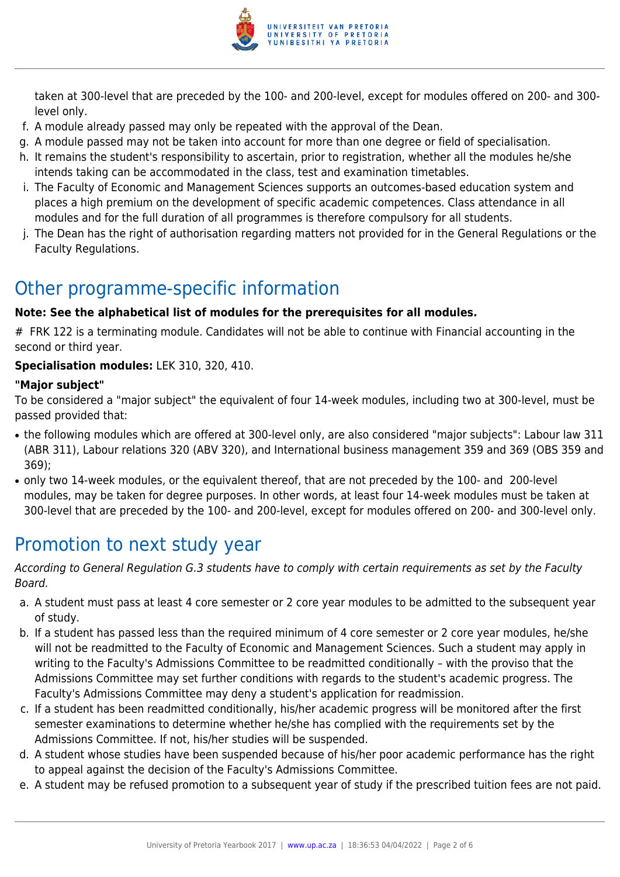taken at 300-level that are preceded by the 100- and 200-level, except for modules offered on 200- and 300-level only.

f. A module already passed may only be repeated with the approval of the Dean.
g. A module passed may not be taken into account for more than one degree or field of specialisation.
h. It remains the student's responsibility to ascertain, prior to registration, whether all the modules he/she intends taking can be accommodated in the class, test and examination timetables.
i. The Faculty of Economic and Management Sciences supports an outcomes-based education system and places a high premium on the development of specific academic competences. Class attendance in all modules and for the full duration of all programmes is therefore compulsory for all students.
j. The Dean has the right of authorisation regarding matters not provided for in the General Regulations or the Faculty Regulations.

## Other programme-specific information

**Note: See the alphabetical list of modules for the prerequisites for all modules.**

# FRK 122 is a terminating module. Candidates will not be able to continue with Financial accounting in the second or third year.

**Specialisation modules:** LEK 310, 320, 410.

**"Major subject"**

To be considered a "major subject" the equivalent of four 14-week modules, including two at 300-level, must be passed provided that:

- the following modules which are offered at 300-level only, are also considered "major subjects": Labour law 311 (ABR 311), Labour relations 320 (ABV 320), and International business management 359 and 369 (OBS 359 and 369);
- only two 14-week modules, or the equivalent thereof, that are not preceded by the 100- and 200-level modules, may be taken for degree purposes. In other words, at least four 14-week modules must be taken at 300-level that are preceded by the 100- and 200-level, except for modules offered on 200- and 300-level only.

## Promotion to next study year

*According to General Regulation G.3 students have to comply with certain requirements as set by the Faculty Board.*

a. A student must pass at least 4 core semester or 2 core year modules to be admitted to the subsequent year of study.
b. If a student has passed less than the required minimum of 4 core semester or 2 core year modules, he/she will not be readmitted to the Faculty of Economic and Management Sciences. Such a student may apply in writing to the Faculty's Admissions Committee to be readmitted conditionally – with the proviso that the Admissions Committee may set further conditions with regards to the student's academic progress. The Faculty's Admissions Committee may deny a student's application for readmission.
c. If a student has been readmitted conditionally, his/her academic progress will be monitored after the first semester examinations to determine whether he/she has complied with the requirements set by the Admissions Committee. If not, his/her studies will be suspended.
d. A student whose studies have been suspended because of his/her poor academic performance has the right to appeal against the decision of the Faculty's Admissions Committee.
e. A student may be refused promotion to a subsequent year of study if the prescribed tuition fees are not paid.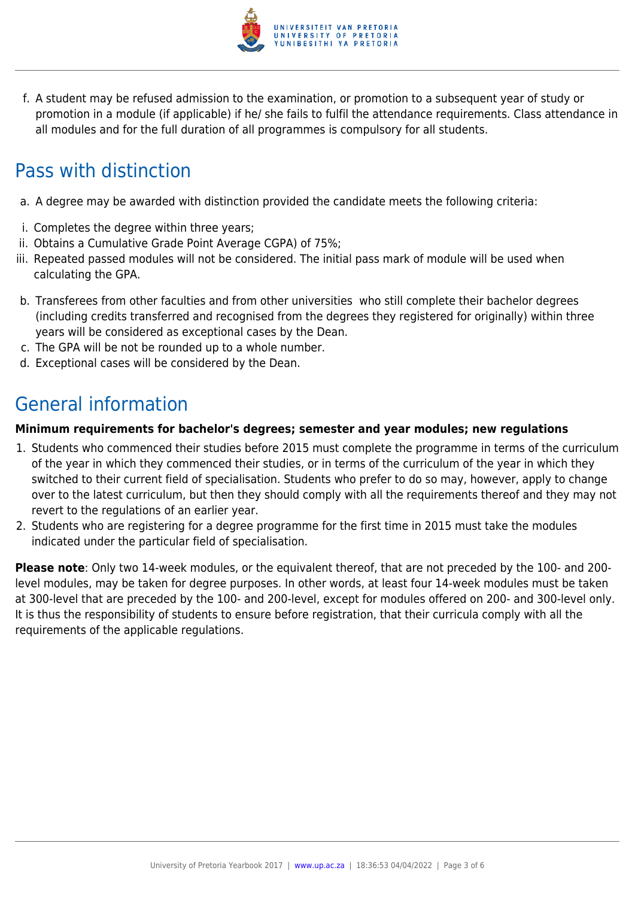f. A student may be refused admission to the examination, or promotion to a subsequent year of study or promotion in a module (if applicable) if he/ she fails to fulfil the attendance requirements. Class attendance in all modules and for the full duration of all programmes is compulsory for all students.

## Pass with distinction

a. A degree may be awarded with distinction provided the candidate meets the following criteria:

i. Completes the degree within three years;
ii. Obtains a Cumulative Grade Point Average CGPA) of 75%;
iii. Repeated passed modules will not be considered. The initial pass mark of module will be used when calculating the GPA.

b. Transferees from other faculties and from other universities who still complete their bachelor degrees (including credits transferred and recognised from the degrees they registered for originally) within three years will be considered as exceptional cases by the Dean.
c. The GPA will be not be rounded up to a whole number.
d. Exceptional cases will be considered by the Dean.

## General information

**Minimum requirements for bachelor's degrees; semester and year modules; new regulations**

1. Students who commenced their studies before 2015 must complete the programme in terms of the curriculum of the year in which they commenced their studies, or in terms of the curriculum of the year in which they switched to their current field of specialisation. Students who prefer to do so may, however, apply to change over to the latest curriculum, but then they should comply with all the requirements thereof and they may not revert to the regulations of an earlier year.
2. Students who are registering for a degree programme for the first time in 2015 must take the modules indicated under the particular field of specialisation.

**Please note**: Only two 14-week modules, or the equivalent thereof, that are not preceded by the 100- and 200-level modules, may be taken for degree purposes. In other words, at least four 14-week modules must be taken at 300-level that are preceded by the 100- and 200-level, except for modules offered on 200- and 300-level only. It is thus the responsibility of students to ensure before registration, that their curricula comply with all the requirements of the applicable regulations.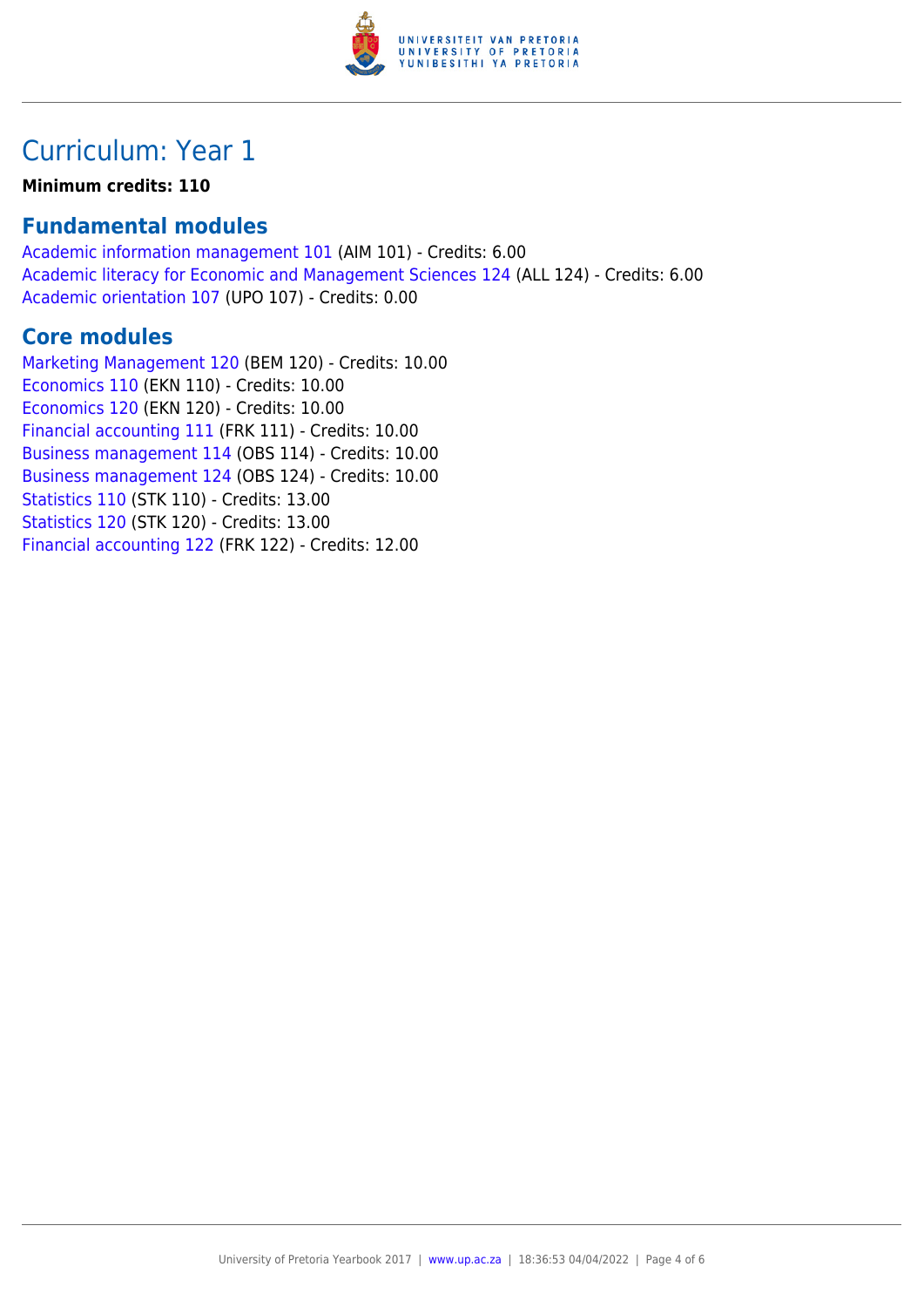# Curriculum: Year 1

**Minimum credits: 110**

## Fundamental modules

Academic information management 101 (AIM 101) - Credits: 6.00
Academic literacy for Economic and Management Sciences 124 (ALL 124) - Credits: 6.00
Academic orientation 107 (UPO 107) - Credits: 0.00

## Core modules

Marketing Management 120 (BEM 120) - Credits: 10.00
Economics 110 (EKN 110) - Credits: 10.00
Economics 120 (EKN 120) - Credits: 10.00
Financial accounting 111 (FRK 111) - Credits: 10.00
Business management 114 (OBS 114) - Credits: 10.00
Business management 124 (OBS 124) - Credits: 10.00
Statistics 110 (STK 110) - Credits: 13.00
Statistics 120 (STK 120) - Credits: 13.00
Financial accounting 122 (FRK 122) - Credits: 12.00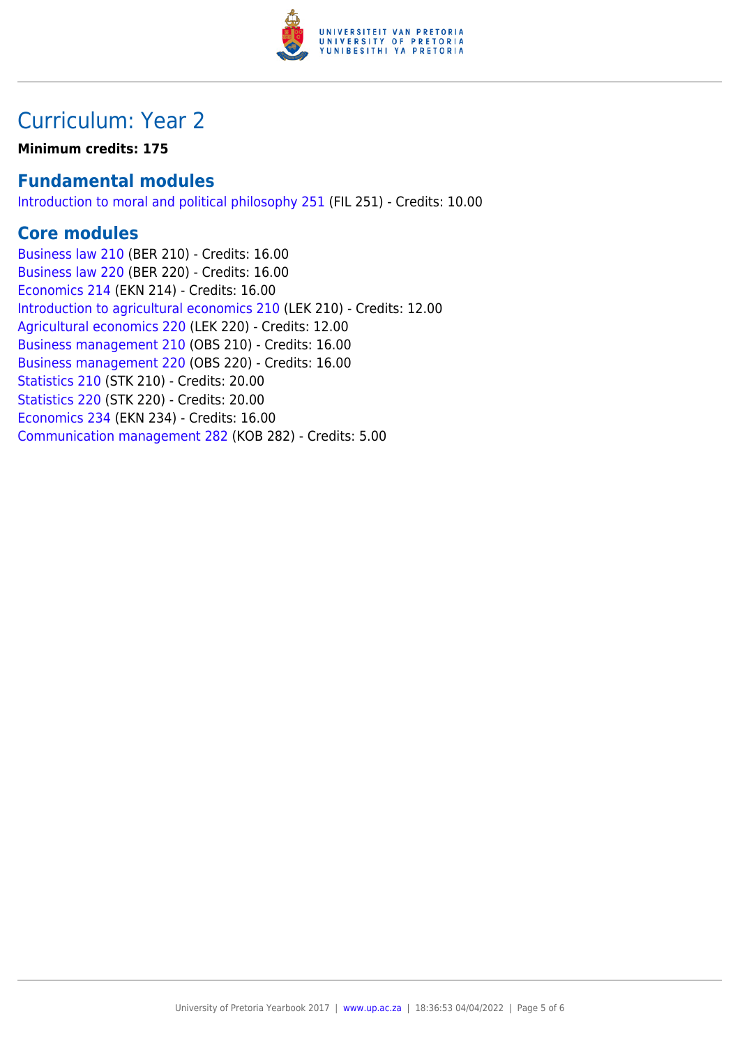# Curriculum: Year 2

**Minimum credits: 175**

## Fundamental modules

Introduction to moral and political philosophy 251 (FIL 251) - Credits: 10.00

## Core modules

Business law 210 (BER 210) - Credits: 16.00
Business law 220 (BER 220) - Credits: 16.00
Economics 214 (EKN 214) - Credits: 16.00
Introduction to agricultural economics 210 (LEK 210) - Credits: 12.00
Agricultural economics 220 (LEK 220) - Credits: 12.00
Business management 210 (OBS 210) - Credits: 16.00
Business management 220 (OBS 220) - Credits: 16.00
Statistics 210 (STK 210) - Credits: 20.00
Statistics 220 (STK 220) - Credits: 20.00
Economics 234 (EKN 234) - Credits: 16.00
Communication management 282 (KOB 282) - Credits: 5.00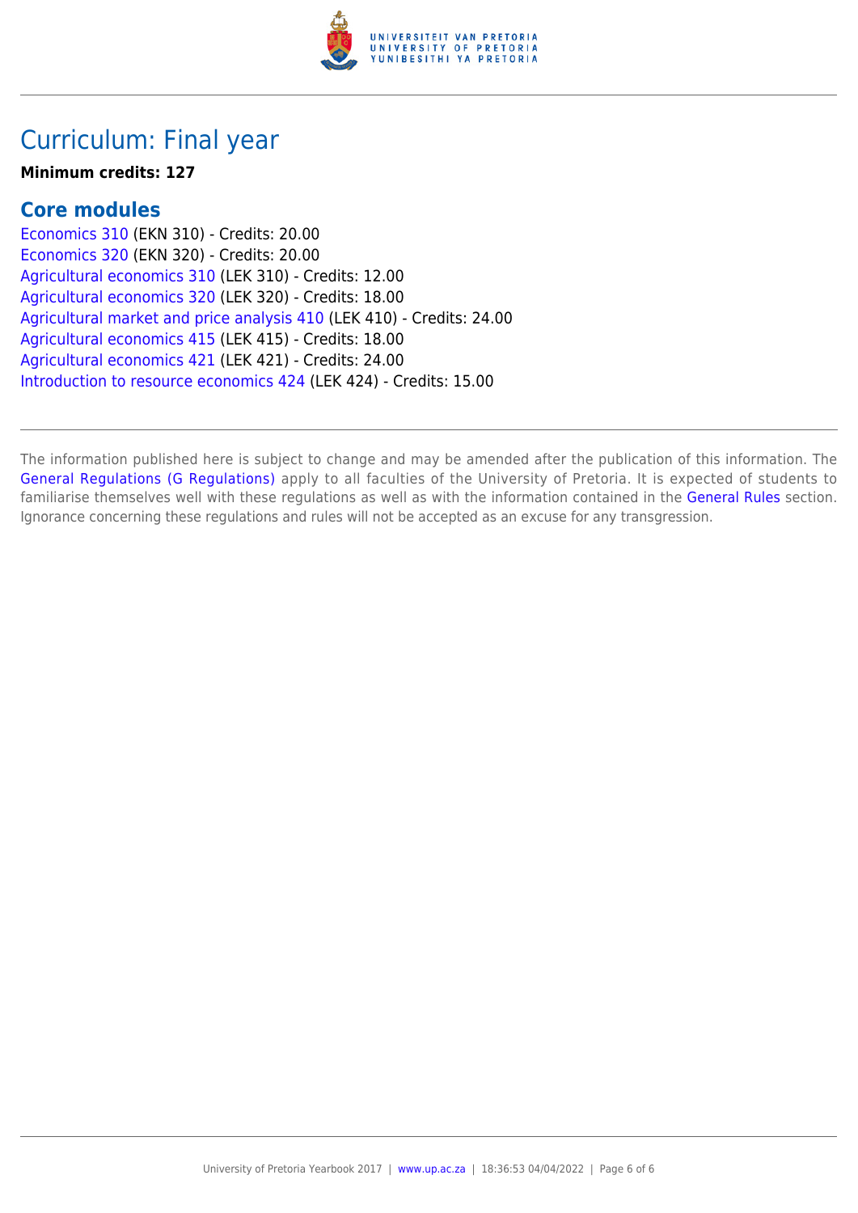# Curriculum: Final year

**Minimum credits: 127**

## Core modules

Economics 310 (EKN 310) - Credits: 20.00
Economics 320 (EKN 320) - Credits: 20.00
Agricultural economics 310 (LEK 310) - Credits: 12.00
Agricultural economics 320 (LEK 320) - Credits: 18.00
Agricultural market and price analysis 410 (LEK 410) - Credits: 24.00
Agricultural economics 415 (LEK 415) - Credits: 18.00
Agricultural economics 421 (LEK 421) - Credits: 24.00
Introduction to resource economics 424 (LEK 424) - Credits: 15.00

The information published here is subject to change and may be amended after the publication of this information. The General Regulations (G Regulations) apply to all faculties of the University of Pretoria. It is expected of students to familiarise themselves well with these regulations as well as with the information contained in the General Rules section. Ignorance concerning these regulations and rules will not be accepted as an excuse for any transgression.